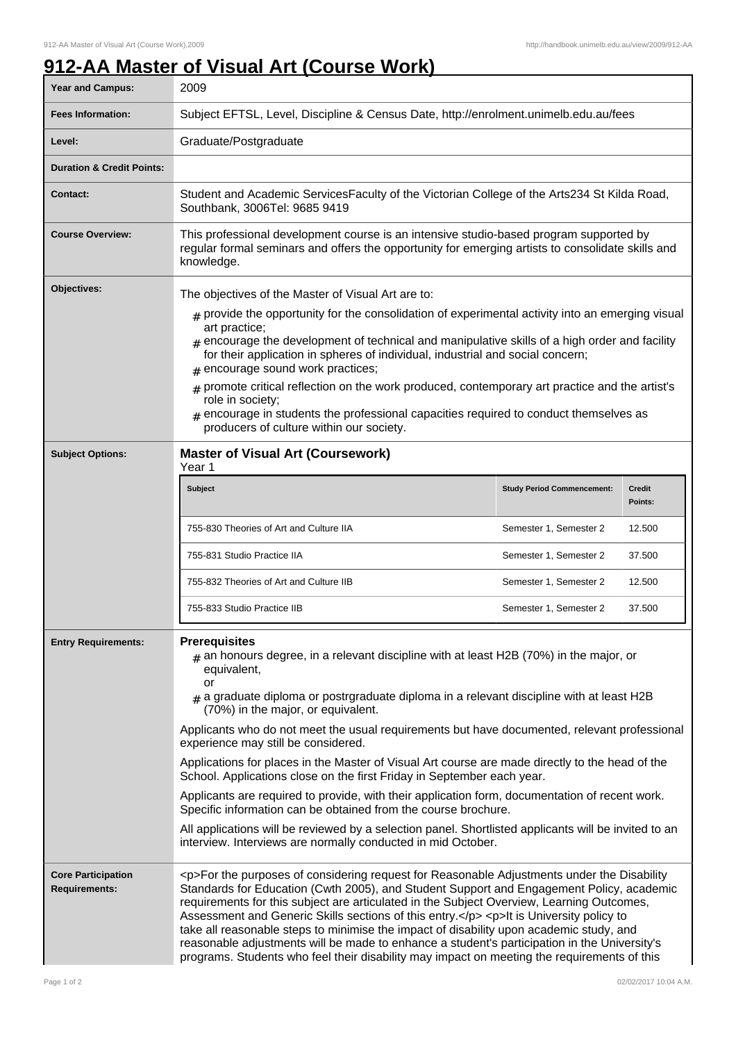# 912-AA Master of Visual Art (Course Work)

| | |
|---|---|
| **Year and Campus:** | 2009 |
| **Fees Information:** | Subject EFTSL, Level, Discipline & Census Date, http://enrolment.unimelb.edu.au/fees |
| **Level:** | Graduate/Postgraduate |
| **Duration & Credit Points:** | |
| **Contact:** | Student and Academic ServicesFaculty of the Victorian College of the Arts234 St Kilda Road, Southbank, 3006Tel: 9685 9419 |
| **Course Overview:** | This professional development course is an intensive studio-based program supported by regular formal seminars and offers the opportunity for emerging artists to consolidate skills and knowledge. |
| **Objectives:** | The objectives of the Master of Visual Art are to: <br># provide the opportunity for the consolidation of experimental activity into an emerging visual art practice; <br># encourage the development of technical and manipulative skills of a high order and facility for their application in spheres of individual, industrial and social concern; <br># encourage sound work practices; <br># promote critical reflection on the work produced, contemporary art practice and the artist's role in society; <br># encourage in students the professional capacities required to conduct themselves as producers of culture within our society. |
| **Subject Options:** | **Master of Visual Art (Coursework)** <br>Year 1 <br>(see table below) |
| **Entry Requirements:** | **Prerequisites** <br># an honours degree, in a relevant discipline with at least H2B (70%) in the major, or equivalent, <br>or <br># a graduate diploma or postrgraduate diploma in a relevant discipline with at least H2B (70%) in the major, or equivalent. <br><br>Applicants who do not meet the usual requirements but have documented, relevant professional experience may still be considered. <br><br>Applications for places in the Master of Visual Art course are made directly to the head of the School. Applications close on the first Friday in September each year. <br><br>Applicants are required to provide, with their application form, documentation of recent work. Specific information can be obtained from the course brochure. <br><br>All applications will be reviewed by a selection panel. Shortlisted applicants will be invited to an interview. Interviews are normally conducted in mid October. |
| **Core Participation Requirements:** | <p>For the purposes of considering request for Reasonable Adjustments under the Disability Standards for Education (Cwth 2005), and Student Support and Engagement Policy, academic requirements for this subject are articulated in the Subject Overview, Learning Outcomes, Assessment and Generic Skills sections of this entry.</p> <p>It is University policy to take all reasonable steps to minimise the impact of disability upon academic study, and reasonable adjustments will be made to enhance a student's participation in the University's programs. Students who feel their disability may impact on meeting the requirements of this |

**Master of Visual Art (Coursework)** — Year 1

| Subject | Study Period Commencement: | Credit Points: |
|---|---|---|
| 755-830 Theories of Art and Culture IIA | Semester 1, Semester 2 | 12.500 |
| 755-831 Studio Practice IIA | Semester 1, Semester 2 | 37.500 |
| 755-832 Theories of Art and Culture IIB | Semester 1, Semester 2 | 12.500 |
| 755-833 Studio Practice IIB | Semester 1, Semester 2 | 37.500 |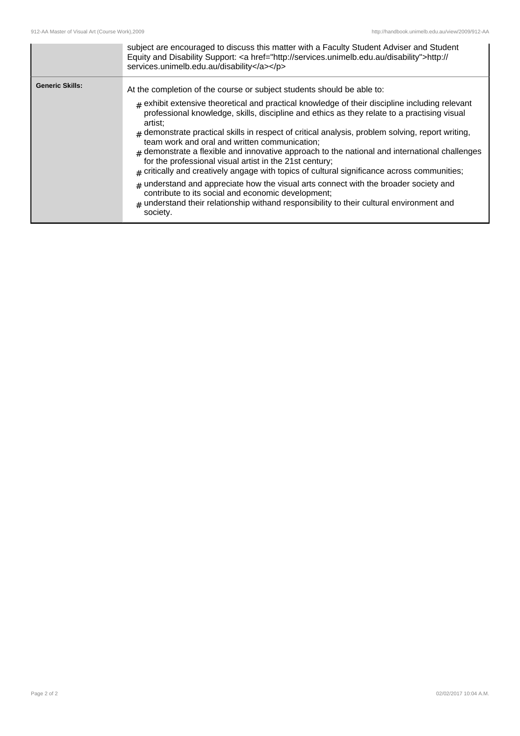| | |
|---|---|
| | subject are encouraged to discuss this matter with a Faculty Student Adviser and Student Equity and Disability Support: <a href="http://services.unimelb.edu.au/disability">http://services.unimelb.edu.au/disability</a></p> |
| **Generic Skills:** | At the completion of the course or subject students should be able to:<br># exhibit extensive theoretical and practical knowledge of their discipline including relevant professional knowledge, skills, discipline and ethics as they relate to a practising visual artist;<br># demonstrate practical skills in respect of critical analysis, problem solving, report writing, team work and oral and written communication;<br># demonstrate a flexible and innovative approach to the national and international challenges for the professional visual artist in the 21st century;<br># critically and creatively angage with topics of cultural significance across communities;<br># understand and appreciate how the visual arts connect with the broader society and contribute to its social and economic development;<br># understand their relationship withand responsibility to their cultural environment and society. |